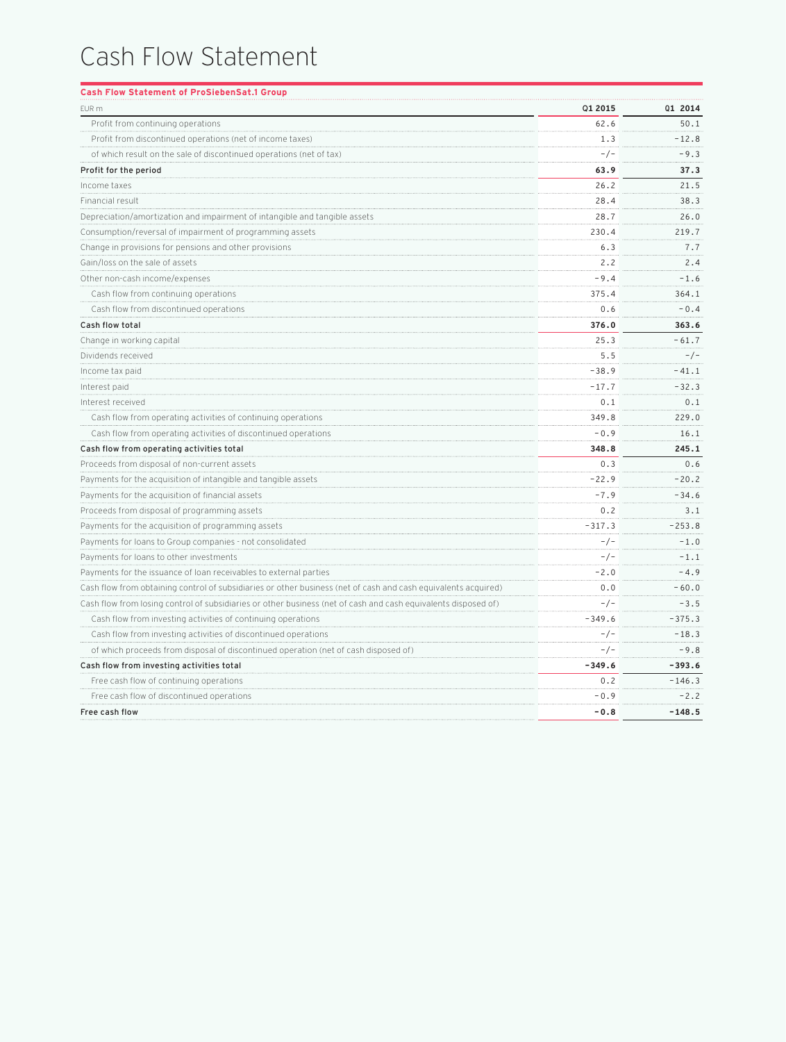# Cash Flow Statement

**Cash Flow Statement of ProSiebenSat.1 Group**

| EUR m | Q1 2015 | Q1 2014 |
|---|---|---|
| Profit from continuing operations | 62.6 | 50.1 |
| Profit from discontinued operations (net of income taxes) | 1.3 | -12.8 |
| of which result on the sale of discontinued operations (net of tax) | -/- | -9.3 |
| **Profit for the period** | **63.9** | **37.3** |
| Income taxes | 26.2 | 21.5 |
| Financial result | 28.4 | 38.3 |
| Depreciation/amortization and impairment of intangible and tangible assets | 28.7 | 26.0 |
| Consumption/reversal of impairment of programming assets | 230.4 | 219.7 |
| Change in provisions for pensions and other provisions | 6.3 | 7.7 |
| Gain/loss on the sale of assets | 2.2 | 2.4 |
| Other non-cash income/expenses | -9.4 | -1.6 |
| Cash flow from continuing operations | 375.4 | 364.1 |
| Cash flow from discontinued operations | 0.6 | -0.4 |
| **Cash flow total** | **376.0** | **363.6** |
| Change in working capital | 25.3 | -61.7 |
| Dividends received | 5.5 | -/- |
| Income tax paid | -38.9 | -41.1 |
| Interest paid | -17.7 | -32.3 |
| Interest received | 0.1 | 0.1 |
| Cash flow from operating activities of continuing operations | 349.8 | 229.0 |
| Cash flow from operating activities of discontinued operations | -0.9 | 16.1 |
| **Cash flow from operating activities total** | **348.8** | **245.1** |
| Proceeds from disposal of non-current assets | 0.3 | 0.6 |
| Payments for the acquisition of intangible and tangible assets | -22.9 | -20.2 |
| Payments for the acquisition of financial assets | -7.9 | -34.6 |
| Proceeds from disposal of programming assets | 0.2 | 3.1 |
| Payments for the acquisition of programming assets | -317.3 | -253.8 |
| Payments for loans to Group companies - not consolidated | -/- | -1.0 |
| Payments for loans to other investments | -/- | -1.1 |
| Payments for the issuance of loan receivables to external parties | -2.0 | -4.9 |
| Cash flow from obtaining control of subsidiaries or other business (net of cash and cash equivalents acquired) | 0.0 | -60.0 |
| Cash flow from losing control of subsidiaries or other business (net of cash and cash equivalents disposed of) | -/- | -3.5 |
| Cash flow from investing activities of continuing operations | -349.6 | -375.3 |
| Cash flow from investing activities of discontinued operations | -/- | -18.3 |
| of which proceeds from disposal of discontinued operation (net of cash disposed of) | -/- | -9.8 |
| **Cash flow from investing activities total** | **-349.6** | **-393.6** |
| Free cash flow of continuing operations | 0.2 | -146.3 |
| Free cash flow of discontinued operations | -0.9 | -2.2 |
| **Free cash flow** | **-0.8** | **-148.5** |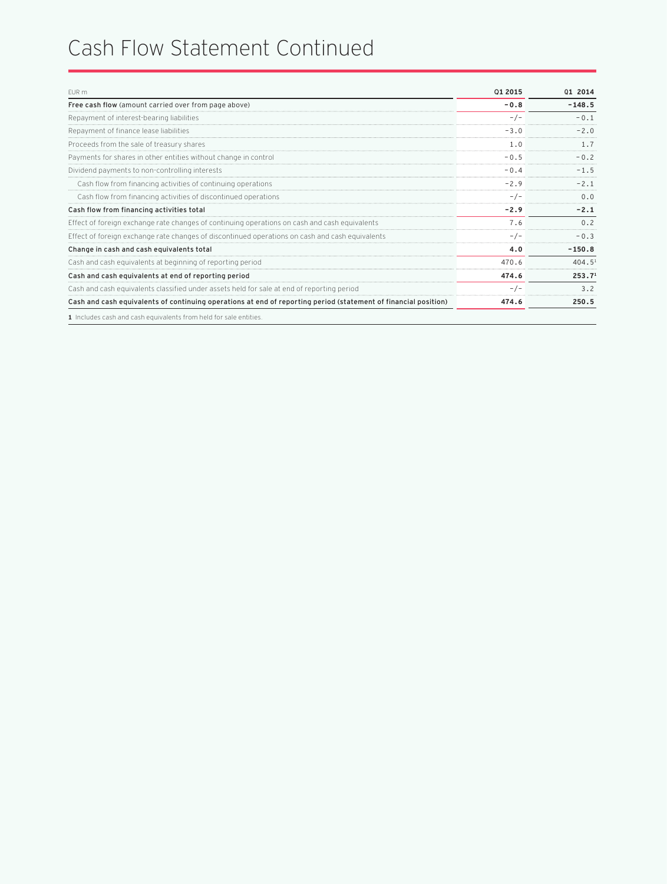# Cash Flow Statement Continued

| EUR m | Q1 2015 | Q1 2014 |
|---|---|---|
| **Free cash flow** (amount carried over from page above) | **−0.8** | **−148.5** |
| Repayment of interest-bearing liabilities | −/− | −0.1 |
| Repayment of finance lease liabilities | −3.0 | −2.0 |
| Proceeds from the sale of treasury shares | 1.0 | 1.7 |
| Payments for shares in other entities without change in control | −0.5 | −0.2 |
| Dividend payments to non-controlling interests | −0.4 | −1.5 |
| Cash flow from financing activities of continuing operations | −2.9 | −2.1 |
| Cash flow from financing activities of discontinued operations | −/− | 0.0 |
| **Cash flow from financing activities total** | **−2.9** | **−2.1** |
| Effect of foreign exchange rate changes of continuing operations on cash and cash equivalents | 7.6 | 0.2 |
| Effect of foreign exchange rate changes of discontinued operations on cash and cash equivalents | −/− | −0.3 |
| **Change in cash and cash equivalents total** | **4.0** | **−150.8** |
| Cash and cash equivalents at beginning of reporting period | 470.6 | 404.5[1] |
| **Cash and cash equivalents at end of reporting period** | **474.6** | **253.7[1]** |
| Cash and cash equivalents classified under assets held for sale at end of reporting period | −/− | 3.2 |
| **Cash and cash equivalents of continuing operations at end of reporting period (statement of financial position)** | **474.6** | **250.5** |

**1** Includes cash and cash equivalents from held for sale entities.